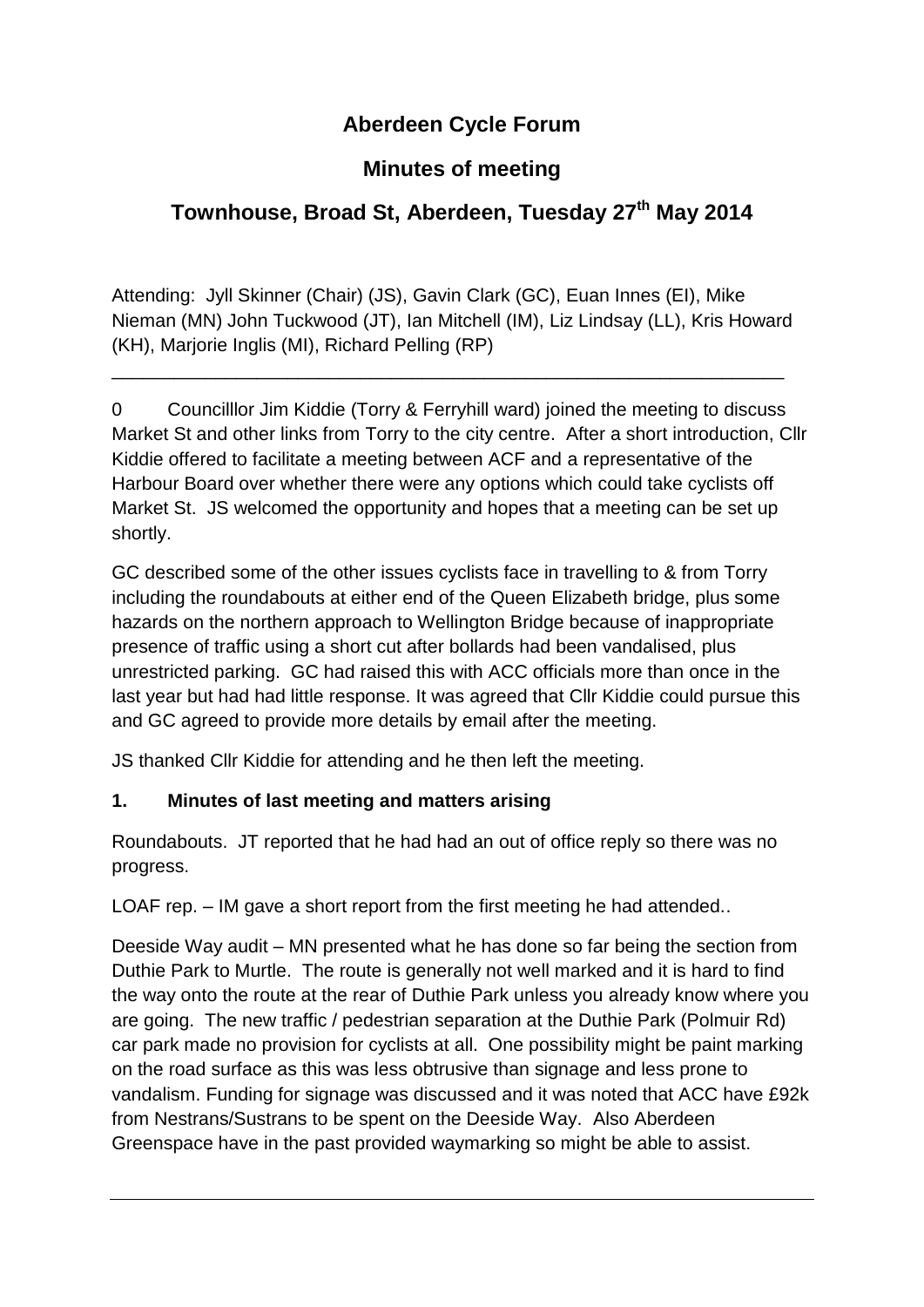# Aberdeen Cycle Forum

## Minutes of meeting

## Townhouse, Broad St, Aberdeen, Tuesday 27th May 2014

Attending: Jyll Skinner (Chair) (JS), Gavin Clark (GC), Euan Innes (EI), Mike Nieman (MN) John Tuckwood (JT), Ian Mitchell (IM), Liz Lindsay (LL), Kris Howard (KH), Marjorie Inglis (MI), Richard Pelling (RP)

---

0 Councilllor Jim Kiddie (Torry & Ferryhill ward) joined the meeting to discuss Market St and other links from Torry to the city centre. After a short introduction, Cllr Kiddie offered to facilitate a meeting between ACF and a representative of the Harbour Board over whether there were any options which could take cyclists off Market St. JS welcomed the opportunity and hopes that a meeting can be set up shortly.

GC described some of the other issues cyclists face in travelling to & from Torry including the roundabouts at either end of the Queen Elizabeth bridge, plus some hazards on the northern approach to Wellington Bridge because of inappropriate presence of traffic using a short cut after bollards had been vandalised, plus unrestricted parking. GC had raised this with ACC officials more than once in the last year but had had little response. It was agreed that Cllr Kiddie could pursue this and GC agreed to provide more details by email after the meeting.

JS thanked Cllr Kiddie for attending and he then left the meeting.

**1. Minutes of last meeting and matters arising**

Roundabouts. JT reported that he had had an out of office reply so there was no progress.

LOAF rep. – IM gave a short report from the first meeting he had attended..

Deeside Way audit – MN presented what he has done so far being the section from Duthie Park to Murtle. The route is generally not well marked and it is hard to find the way onto the route at the rear of Duthie Park unless you already know where you are going. The new traffic / pedestrian separation at the Duthie Park (Polmuir Rd) car park made no provision for cyclists at all. One possibility might be paint marking on the road surface as this was less obtrusive than signage and less prone to vandalism. Funding for signage was discussed and it was noted that ACC have £92k from Nestrans/Sustrans to be spent on the Deeside Way. Also Aberdeen Greenspace have in the past provided waymarking so might be able to assist.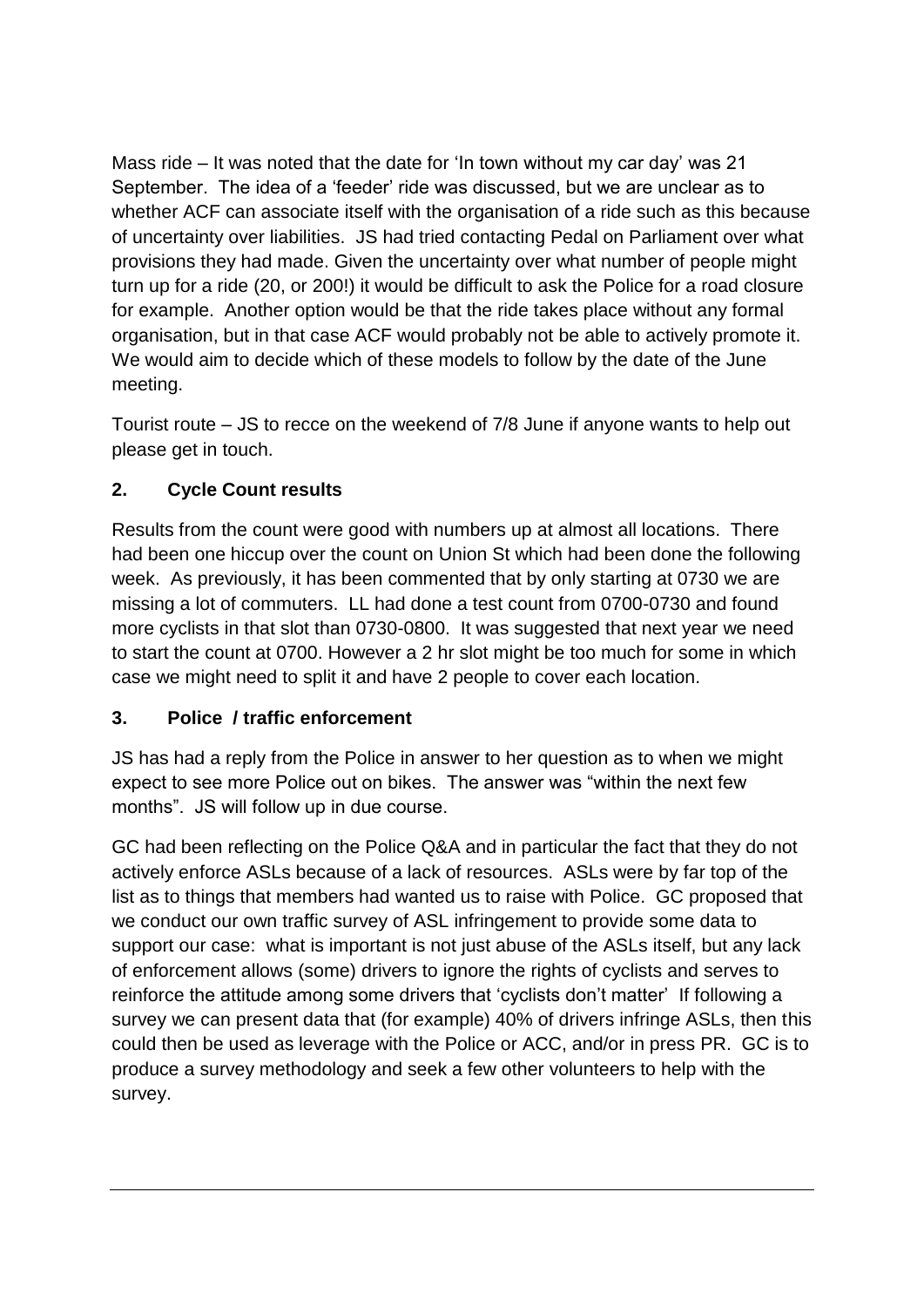Mass ride – It was noted that the date for 'In town without my car day' was 21 September. The idea of a 'feeder' ride was discussed, but we are unclear as to whether ACF can associate itself with the organisation of a ride such as this because of uncertainty over liabilities. JS had tried contacting Pedal on Parliament over what provisions they had made. Given the uncertainty over what number of people might turn up for a ride (20, or 200!) it would be difficult to ask the Police for a road closure for example. Another option would be that the ride takes place without any formal organisation, but in that case ACF would probably not be able to actively promote it. We would aim to decide which of these models to follow by the date of the June meeting.

Tourist route – JS to recce on the weekend of 7/8 June if anyone wants to help out please get in touch.

## 2. Cycle Count results

Results from the count were good with numbers up at almost all locations. There had been one hiccup over the count on Union St which had been done the following week. As previously, it has been commented that by only starting at 0730 we are missing a lot of commuters. LL had done a test count from 0700-0730 and found more cyclists in that slot than 0730-0800. It was suggested that next year we need to start the count at 0700. However a 2 hr slot might be too much for some in which case we might need to split it and have 2 people to cover each location.

## 3. Police / traffic enforcement

JS has had a reply from the Police in answer to her question as to when we might expect to see more Police out on bikes. The answer was "within the next few months". JS will follow up in due course.

GC had been reflecting on the Police Q&A and in particular the fact that they do not actively enforce ASLs because of a lack of resources. ASLs were by far top of the list as to things that members had wanted us to raise with Police. GC proposed that we conduct our own traffic survey of ASL infringement to provide some data to support our case: what is important is not just abuse of the ASLs itself, but any lack of enforcement allows (some) drivers to ignore the rights of cyclists and serves to reinforce the attitude among some drivers that 'cyclists don't matter' If following a survey we can present data that (for example) 40% of drivers infringe ASLs, then this could then be used as leverage with the Police or ACC, and/or in press PR. GC is to produce a survey methodology and seek a few other volunteers to help with the survey.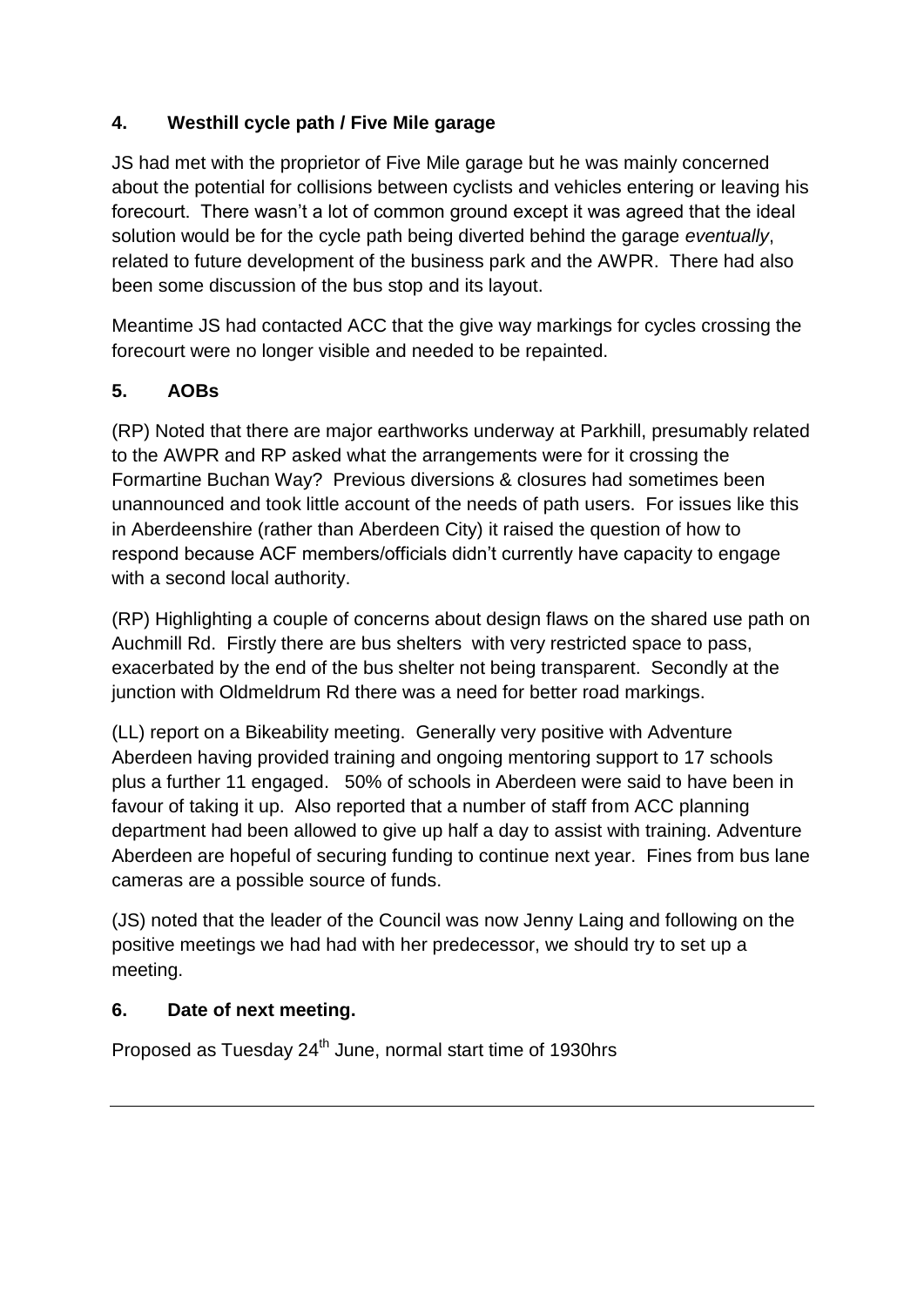## 4. Westhill cycle path / Five Mile garage

JS had met with the proprietor of Five Mile garage but he was mainly concerned about the potential for collisions between cyclists and vehicles entering or leaving his forecourt. There wasn't a lot of common ground except it was agreed that the ideal solution would be for the cycle path being diverted behind the garage *eventually*, related to future development of the business park and the AWPR. There had also been some discussion of the bus stop and its layout.

Meantime JS had contacted ACC that the give way markings for cycles crossing the forecourt were no longer visible and needed to be repainted.

## 5. AOBs

(RP) Noted that there are major earthworks underway at Parkhill, presumably related to the AWPR and RP asked what the arrangements were for it crossing the Formartine Buchan Way? Previous diversions & closures had sometimes been unannounced and took little account of the needs of path users. For issues like this in Aberdeenshire (rather than Aberdeen City) it raised the question of how to respond because ACF members/officials didn't currently have capacity to engage with a second local authority.

(RP) Highlighting a couple of concerns about design flaws on the shared use path on Auchmill Rd. Firstly there are bus shelters with very restricted space to pass, exacerbated by the end of the bus shelter not being transparent. Secondly at the junction with Oldmeldrum Rd there was a need for better road markings.

(LL) report on a Bikeability meeting. Generally very positive with Adventure Aberdeen having provided training and ongoing mentoring support to 17 schools plus a further 11 engaged. 50% of schools in Aberdeen were said to have been in favour of taking it up. Also reported that a number of staff from ACC planning department had been allowed to give up half a day to assist with training. Adventure Aberdeen are hopeful of securing funding to continue next year. Fines from bus lane cameras are a possible source of funds.

(JS) noted that the leader of the Council was now Jenny Laing and following on the positive meetings we had had with her predecessor, we should try to set up a meeting.

## 6. Date of next meeting.

Proposed as Tuesday 24th June, normal start time of 1930hrs